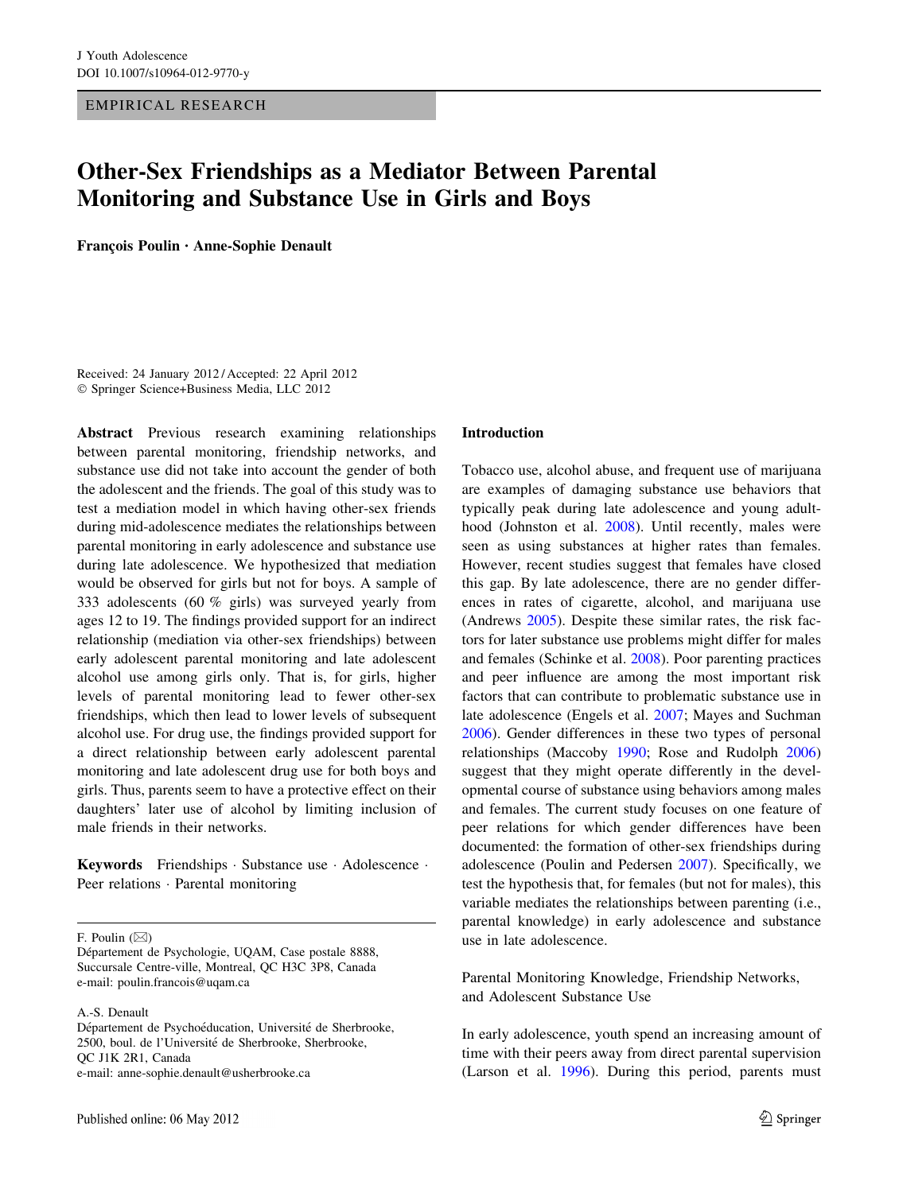EMPIRICAL RESEARCH

# Other-Sex Friendships as a Mediator Between Parental Monitoring and Substance Use in Girls and Boys

**François Poulin · Anne-Sophie Denault**

Received: 24 January 2012 / Accepted: 22 April 2012
© Springer Science+Business Media, LLC 2012

**Abstract** Previous research examining relationships between parental monitoring, friendship networks, and substance use did not take into account the gender of both the adolescent and the friends. The goal of this study was to test a mediation model in which having other-sex friends during mid-adolescence mediates the relationships between parental monitoring in early adolescence and substance use during late adolescence. We hypothesized that mediation would be observed for girls but not for boys. A sample of 333 adolescents (60 % girls) was surveyed yearly from ages 12 to 19. The findings provided support for an indirect relationship (mediation via other-sex friendships) between early adolescent parental monitoring and late adolescent alcohol use among girls only. That is, for girls, higher levels of parental monitoring lead to fewer other-sex friendships, which then lead to lower levels of subsequent alcohol use. For drug use, the findings provided support for a direct relationship between early adolescent parental monitoring and late adolescent drug use for both boys and girls. Thus, parents seem to have a protective effect on their daughters' later use of alcohol by limiting inclusion of male friends in their networks.

**Keywords** Friendships · Substance use · Adolescence · Peer relations · Parental monitoring

F. Poulin (✉)
Département de Psychologie, UQAM, Case postale 8888, Succursale Centre-ville, Montreal, QC H3C 3P8, Canada
e-mail: poulin.francois@uqam.ca

A.-S. Denault
Département de Psychoéducation, Université de Sherbrooke, 2500, boul. de l'Université de Sherbrooke, Sherbrooke, QC J1K 2R1, Canada
e-mail: anne-sophie.denault@usherbrooke.ca

Published online: 06 May 2012

## Introduction

Tobacco use, alcohol abuse, and frequent use of marijuana are examples of damaging substance use behaviors that typically peak during late adolescence and young adulthood (Johnston et al. 2008). Until recently, males were seen as using substances at higher rates than females. However, recent studies suggest that females have closed this gap. By late adolescence, there are no gender differences in rates of cigarette, alcohol, and marijuana use (Andrews 2005). Despite these similar rates, the risk factors for later substance use problems might differ for males and females (Schinke et al. 2008). Poor parenting practices and peer influence are among the most important risk factors that can contribute to problematic substance use in late adolescence (Engels et al. 2007; Mayes and Suchman 2006). Gender differences in these two types of personal relationships (Maccoby 1990; Rose and Rudolph 2006) suggest that they might operate differently in the developmental course of substance using behaviors among males and females. The current study focuses on one feature of peer relations for which gender differences have been documented: the formation of other-sex friendships during adolescence (Poulin and Pedersen 2007). Specifically, we test the hypothesis that, for females (but not for males), this variable mediates the relationships between parenting (i.e., parental knowledge) in early adolescence and substance use in late adolescence.

### Parental Monitoring Knowledge, Friendship Networks, and Adolescent Substance Use

In early adolescence, youth spend an increasing amount of time with their peers away from direct parental supervision (Larson et al. 1996). During this period, parents must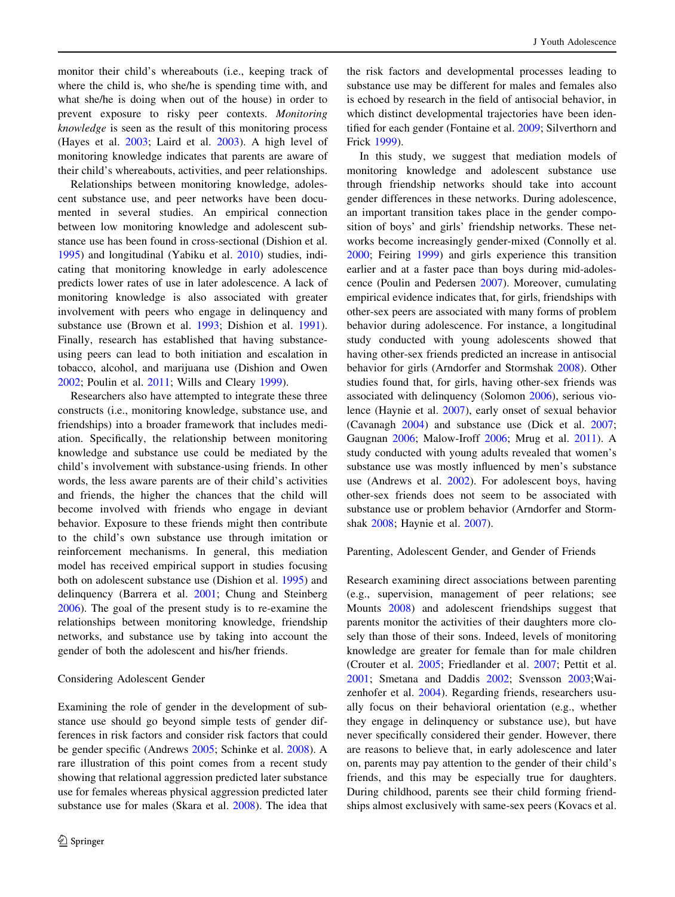monitor their child's whereabouts (i.e., keeping track of where the child is, who she/he is spending time with, and what she/he is doing when out of the house) in order to prevent exposure to risky peer contexts. *Monitoring knowledge* is seen as the result of this monitoring process (Hayes et al. 2003; Laird et al. 2003). A high level of monitoring knowledge indicates that parents are aware of their child's whereabouts, activities, and peer relationships.

Relationships between monitoring knowledge, adolescent substance use, and peer networks have been documented in several studies. An empirical connection between low monitoring knowledge and adolescent substance use has been found in cross-sectional (Dishion et al. 1995) and longitudinal (Yabiku et al. 2010) studies, indicating that monitoring knowledge in early adolescence predicts lower rates of use in later adolescence. A lack of monitoring knowledge is also associated with greater involvement with peers who engage in delinquency and substance use (Brown et al. 1993; Dishion et al. 1991). Finally, research has established that having substance-using peers can lead to both initiation and escalation in tobacco, alcohol, and marijuana use (Dishion and Owen 2002; Poulin et al. 2011; Wills and Cleary 1999).

Researchers also have attempted to integrate these three constructs (i.e., monitoring knowledge, substance use, and friendships) into a broader framework that includes mediation. Specifically, the relationship between monitoring knowledge and substance use could be mediated by the child's involvement with substance-using friends. In other words, the less aware parents are of their child's activities and friends, the higher the chances that the child will become involved with friends who engage in deviant behavior. Exposure to these friends might then contribute to the child's own substance use through imitation or reinforcement mechanisms. In general, this mediation model has received empirical support in studies focusing both on adolescent substance use (Dishion et al. 1995) and delinquency (Barrera et al. 2001; Chung and Steinberg 2006). The goal of the present study is to re-examine the relationships between monitoring knowledge, friendship networks, and substance use by taking into account the gender of both the adolescent and his/her friends.

## Considering Adolescent Gender

Examining the role of gender in the development of substance use should go beyond simple tests of gender differences in risk factors and consider risk factors that could be gender specific (Andrews 2005; Schinke et al. 2008). A rare illustration of this point comes from a recent study showing that relational aggression predicted later substance use for females whereas physical aggression predicted later substance use for males (Skara et al. 2008). The idea that the risk factors and developmental processes leading to substance use may be different for males and females also is echoed by research in the field of antisocial behavior, in which distinct developmental trajectories have been identified for each gender (Fontaine et al. 2009; Silverthorn and Frick 1999).

In this study, we suggest that mediation models of monitoring knowledge and adolescent substance use through friendship networks should take into account gender differences in these networks. During adolescence, an important transition takes place in the gender composition of boys' and girls' friendship networks. These networks become increasingly gender-mixed (Connolly et al. 2000; Feiring 1999) and girls experience this transition earlier and at a faster pace than boys during mid-adolescence (Poulin and Pedersen 2007). Moreover, cumulating empirical evidence indicates that, for girls, friendships with other-sex peers are associated with many forms of problem behavior during adolescence. For instance, a longitudinal study conducted with young adolescents showed that having other-sex friends predicted an increase in antisocial behavior for girls (Arndorfer and Stormshak 2008). Other studies found that, for girls, having other-sex friends was associated with delinquency (Solomon 2006), serious violence (Haynie et al. 2007), early onset of sexual behavior (Cavanagh 2004) and substance use (Dick et al. 2007; Gaugnan 2006; Malow-Iroff 2006; Mrug et al. 2011). A study conducted with young adults revealed that women's substance use was mostly influenced by men's substance use (Andrews et al. 2002). For adolescent boys, having other-sex friends does not seem to be associated with substance use or problem behavior (Arndorfer and Stormshak 2008; Haynie et al. 2007).

## Parenting, Adolescent Gender, and Gender of Friends

Research examining direct associations between parenting (e.g., supervision, management of peer relations; see Mounts 2008) and adolescent friendships suggest that parents monitor the activities of their daughters more closely than those of their sons. Indeed, levels of monitoring knowledge are greater for female than for male children (Crouter et al. 2005; Friedlander et al. 2007; Pettit et al. 2001; Smetana and Daddis 2002; Svensson 2003; Waizenhofer et al. 2004). Regarding friends, researchers usually focus on their behavioral orientation (e.g., whether they engage in delinquency or substance use), but have never specifically considered their gender. However, there are reasons to believe that, in early adolescence and later on, parents may pay attention to the gender of their child's friends, and this may be especially true for daughters. During childhood, parents see their child forming friendships almost exclusively with same-sex peers (Kovacs et al.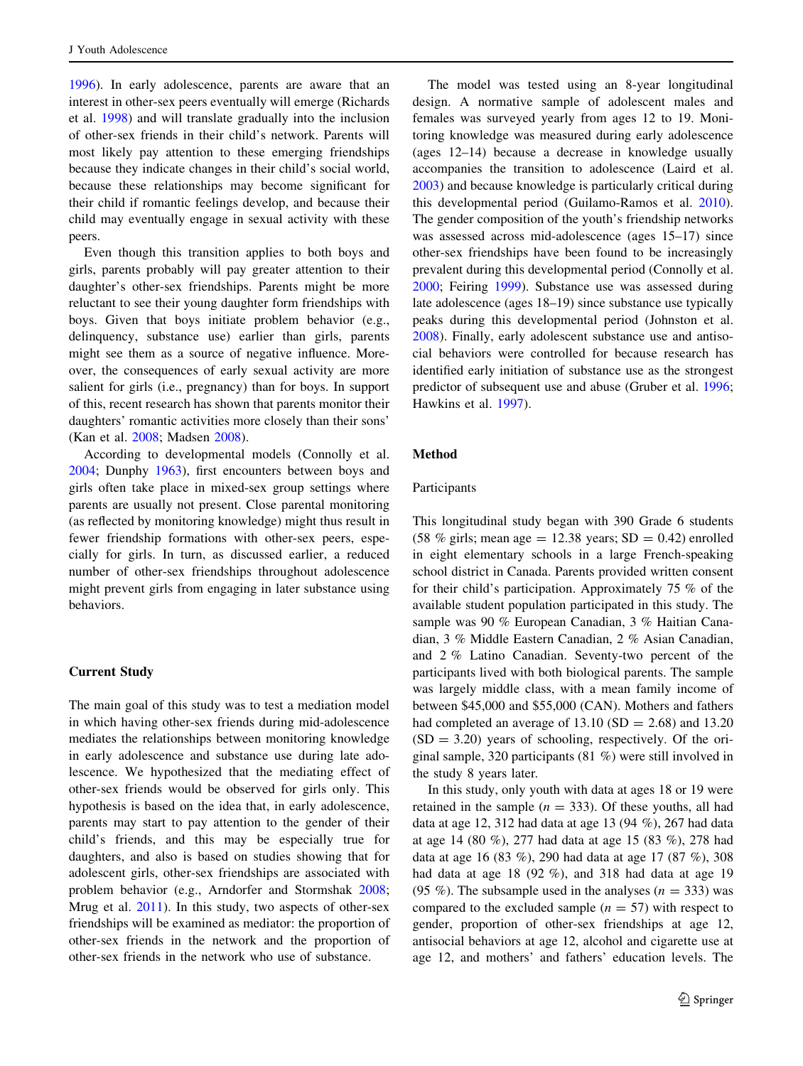1996). In early adolescence, parents are aware that an interest in other-sex peers eventually will emerge (Richards et al. 1998) and will translate gradually into the inclusion of other-sex friends in their child's network. Parents will most likely pay attention to these emerging friendships because they indicate changes in their child's social world, because these relationships may become significant for their child if romantic feelings develop, and because their child may eventually engage in sexual activity with these peers.

Even though this transition applies to both boys and girls, parents probably will pay greater attention to their daughter's other-sex friendships. Parents might be more reluctant to see their young daughter form friendships with boys. Given that boys initiate problem behavior (e.g., delinquency, substance use) earlier than girls, parents might see them as a source of negative influence. Moreover, the consequences of early sexual activity are more salient for girls (i.e., pregnancy) than for boys. In support of this, recent research has shown that parents monitor their daughters' romantic activities more closely than their sons' (Kan et al. 2008; Madsen 2008).

According to developmental models (Connolly et al. 2004; Dunphy 1963), first encounters between boys and girls often take place in mixed-sex group settings where parents are usually not present. Close parental monitoring (as reflected by monitoring knowledge) might thus result in fewer friendship formations with other-sex peers, especially for girls. In turn, as discussed earlier, a reduced number of other-sex friendships throughout adolescence might prevent girls from engaging in later substance using behaviors.

## Current Study

The main goal of this study was to test a mediation model in which having other-sex friends during mid-adolescence mediates the relationships between monitoring knowledge in early adolescence and substance use during late adolescence. We hypothesized that the mediating effect of other-sex friends would be observed for girls only. This hypothesis is based on the idea that, in early adolescence, parents may start to pay attention to the gender of their child's friends, and this may be especially true for daughters, and also is based on studies showing that for adolescent girls, other-sex friendships are associated with problem behavior (e.g., Arndorfer and Stormshak 2008; Mrug et al. 2011). In this study, two aspects of other-sex friendships will be examined as mediator: the proportion of other-sex friends in the network and the proportion of other-sex friends in the network who use of substance.

The model was tested using an 8-year longitudinal design. A normative sample of adolescent males and females was surveyed yearly from ages 12 to 19. Monitoring knowledge was measured during early adolescence (ages 12–14) because a decrease in knowledge usually accompanies the transition to adolescence (Laird et al. 2003) and because knowledge is particularly critical during this developmental period (Guilamo-Ramos et al. 2010). The gender composition of the youth's friendship networks was assessed across mid-adolescence (ages 15–17) since other-sex friendships have been found to be increasingly prevalent during this developmental period (Connolly et al. 2000; Feiring 1999). Substance use was assessed during late adolescence (ages 18–19) since substance use typically peaks during this developmental period (Johnston et al. 2008). Finally, early adolescent substance use and antisocial behaviors were controlled for because research has identified early initiation of substance use as the strongest predictor of subsequent use and abuse (Gruber et al. 1996; Hawkins et al. 1997).

## Method

### Participants

This longitudinal study began with 390 Grade 6 students (58 % girls; mean age = 12.38 years; SD = 0.42) enrolled in eight elementary schools in a large French-speaking school district in Canada. Parents provided written consent for their child's participation. Approximately 75 % of the available student population participated in this study. The sample was 90 % European Canadian, 3 % Haitian Canadian, 3 % Middle Eastern Canadian, 2 % Asian Canadian, and 2 % Latino Canadian. Seventy-two percent of the participants lived with both biological parents. The sample was largely middle class, with a mean family income of between \$45,000 and \$55,000 (CAN). Mothers and fathers had completed an average of 13.10 (SD = 2.68) and 13.20 (SD = 3.20) years of schooling, respectively. Of the original sample, 320 participants (81 %) were still involved in the study 8 years later.

In this study, only youth with data at ages 18 or 19 were retained in the sample ($n = 333$). Of these youths, all had data at age 12, 312 had data at age 13 (94 %), 267 had data at age 14 (80 %), 277 had data at age 15 (83 %), 278 had data at age 16 (83 %), 290 had data at age 17 (87 %), 308 had data at age 18 (92 %), and 318 had data at age 19 (95 %). The subsample used in the analyses ($n = 333$) was compared to the excluded sample ($n = 57$) with respect to gender, proportion of other-sex friendships at age 12, antisocial behaviors at age 12, alcohol and cigarette use at age 12, and mothers' and fathers' education levels. The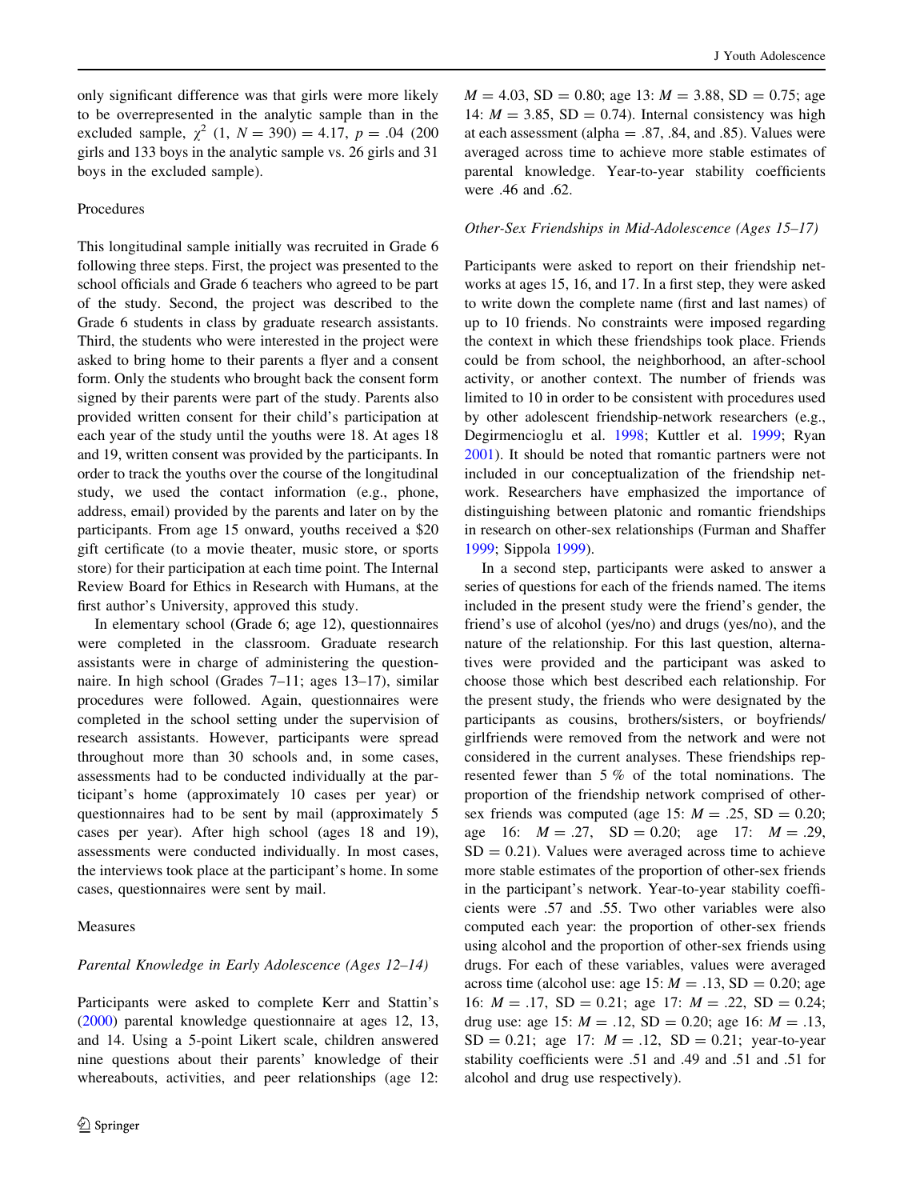only significant difference was that girls were more likely to be overrepresented in the analytic sample than in the excluded sample, $\chi^2$ (1, $N = 390$) = 4.17, $p = .04$ (200 girls and 133 boys in the analytic sample vs. 26 girls and 31 boys in the excluded sample).

### Procedures

This longitudinal sample initially was recruited in Grade 6 following three steps. First, the project was presented to the school officials and Grade 6 teachers who agreed to be part of the study. Second, the project was described to the Grade 6 students in class by graduate research assistants. Third, the students who were interested in the project were asked to bring home to their parents a flyer and a consent form. Only the students who brought back the consent form signed by their parents were part of the study. Parents also provided written consent for their child's participation at each year of the study until the youths were 18. At ages 18 and 19, written consent was provided by the participants. In order to track the youths over the course of the longitudinal study, we used the contact information (e.g., phone, address, email) provided by the parents and later on by the participants. From age 15 onward, youths received a \$20 gift certificate (to a movie theater, music store, or sports store) for their participation at each time point. The Internal Review Board for Ethics in Research with Humans, at the first author's University, approved this study.

In elementary school (Grade 6; age 12), questionnaires were completed in the classroom. Graduate research assistants were in charge of administering the questionnaire. In high school (Grades 7–11; ages 13–17), similar procedures were followed. Again, questionnaires were completed in the school setting under the supervision of research assistants. However, participants were spread throughout more than 30 schools and, in some cases, assessments had to be conducted individually at the participant's home (approximately 10 cases per year) or questionnaires had to be sent by mail (approximately 5 cases per year). After high school (ages 18 and 19), assessments were conducted individually. In most cases, the interviews took place at the participant's home. In some cases, questionnaires were sent by mail.

### Measures

#### *Parental Knowledge in Early Adolescence (Ages 12–14)*

Participants were asked to complete Kerr and Stattin's (2000) parental knowledge questionnaire at ages 12, 13, and 14. Using a 5-point Likert scale, children answered nine questions about their parents' knowledge of their whereabouts, activities, and peer relationships (age 12: $M = 4.03$, $SD = 0.80$; age 13: $M = 3.88$, $SD = 0.75$; age 14: $M = 3.85$, $SD = 0.74$). Internal consistency was high at each assessment (alpha = .87, .84, and .85). Values were averaged across time to achieve more stable estimates of parental knowledge. Year-to-year stability coefficients were .46 and .62.

#### *Other-Sex Friendships in Mid-Adolescence (Ages 15–17)*

Participants were asked to report on their friendship networks at ages 15, 16, and 17. In a first step, they were asked to write down the complete name (first and last names) of up to 10 friends. No constraints were imposed regarding the context in which these friendships took place. Friends could be from school, the neighborhood, an after-school activity, or another context. The number of friends was limited to 10 in order to be consistent with procedures used by other adolescent friendship-network researchers (e.g., Degirmencioglu et al. 1998; Kuttler et al. 1999; Ryan 2001). It should be noted that romantic partners were not included in our conceptualization of the friendship network. Researchers have emphasized the importance of distinguishing between platonic and romantic friendships in research on other-sex relationships (Furman and Shaffer 1999; Sippola 1999).

In a second step, participants were asked to answer a series of questions for each of the friends named. The items included in the present study were the friend's gender, the friend's use of alcohol (yes/no) and drugs (yes/no), and the nature of the relationship. For this last question, alternatives were provided and the participant was asked to choose those which best described each relationship. For the present study, the friends who were designated by the participants as cousins, brothers/sisters, or boyfriends/girlfriends were removed from the network and were not considered in the current analyses. These friendships represented fewer than 5 % of the total nominations. The proportion of the friendship network comprised of other-sex friends was computed (age 15: $M = .25$, $SD = 0.20$; age 16: $M = .27$, $SD = 0.20$; age 17: $M = .29$, $SD = 0.21$). Values were averaged across time to achieve more stable estimates of the proportion of other-sex friends in the participant's network. Year-to-year stability coefficients were .57 and .55. Two other variables were also computed each year: the proportion of other-sex friends using alcohol and the proportion of other-sex friends using drugs. For each of these variables, values were averaged across time (alcohol use: age 15: $M = .13$, $SD = 0.20$; age 16: $M = .17$, $SD = 0.21$; age 17: $M = .22$, $SD = 0.24$; drug use: age 15: $M = .12$, $SD = 0.20$; age 16: $M = .13$, $SD = 0.21$; age 17: $M = .12$, $SD = 0.21$; year-to-year stability coefficients were .51 and .49 and .51 and .51 for alcohol and drug use respectively).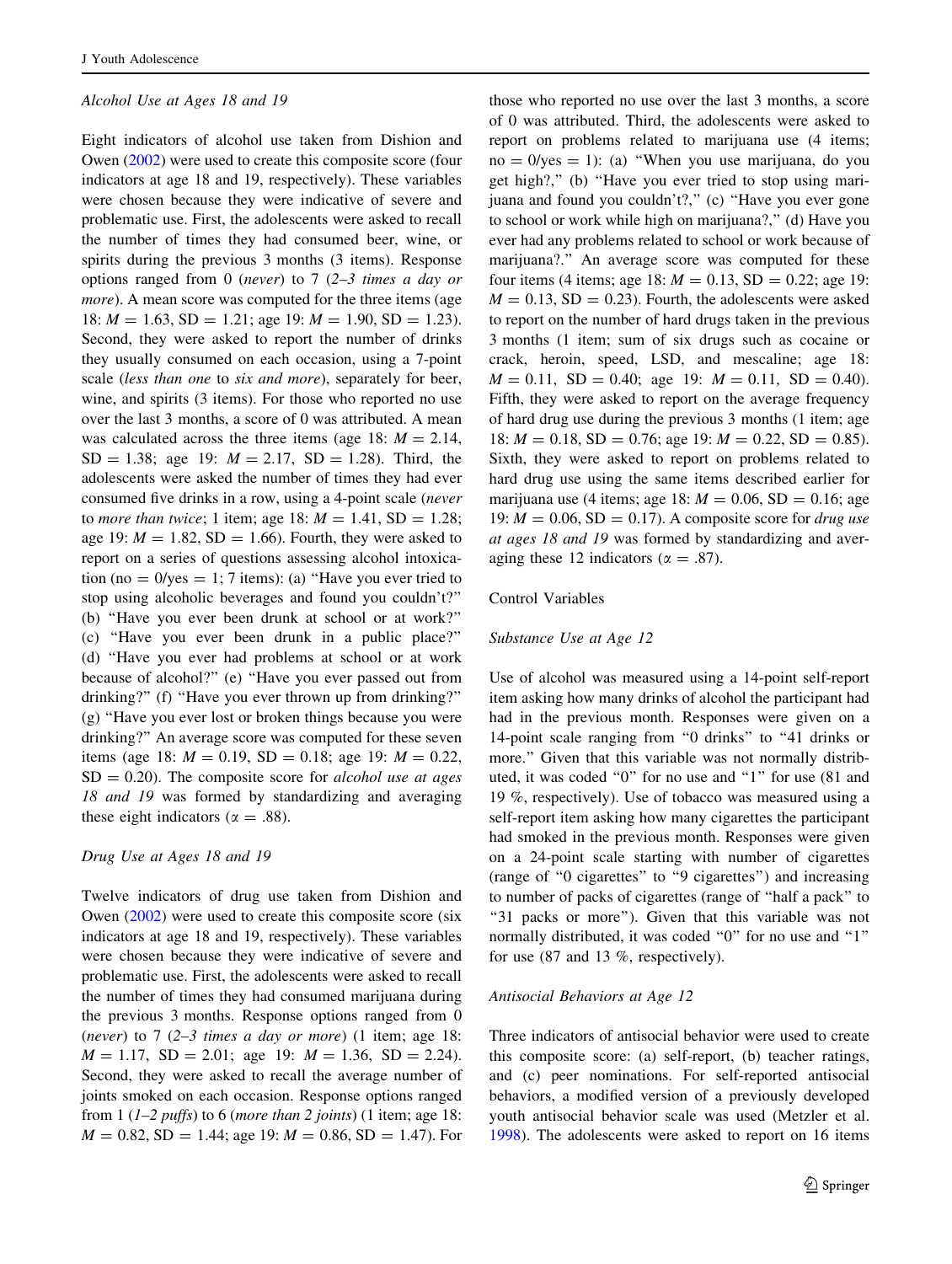*Alcohol Use at Ages 18 and 19*

Eight indicators of alcohol use taken from Dishion and Owen (2002) were used to create this composite score (four indicators at age 18 and 19, respectively). These variables were chosen because they were indicative of severe and problematic use. First, the adolescents were asked to recall the number of times they had consumed beer, wine, or spirits during the previous 3 months (3 items). Response options ranged from 0 (*never*) to 7 (*2–3 times a day or more*). A mean score was computed for the three items (age 18: $M = 1.63$, SD = 1.21; age 19: $M = 1.90$, SD = 1.23). Second, they were asked to report the number of drinks they usually consumed on each occasion, using a 7-point scale (*less than one* to *six and more*), separately for beer, wine, and spirits (3 items). For those who reported no use over the last 3 months, a score of 0 was attributed. A mean was calculated across the three items (age 18: $M = 2.14$, SD = 1.38; age 19: $M = 2.17$, SD = 1.28). Third, the adolescents were asked the number of times they had ever consumed five drinks in a row, using a 4-point scale (*never* to *more than twice*; 1 item; age 18: $M = 1.41$, SD = 1.28; age 19: $M = 1.82$, SD = 1.66). Fourth, they were asked to report on a series of questions assessing alcohol intoxication (no = 0/yes = 1; 7 items): (a) "Have you ever tried to stop using alcoholic beverages and found you couldn't?" (b) "Have you ever been drunk at school or at work?" (c) "Have you ever been drunk in a public place?" (d) "Have you ever had problems at school or at work because of alcohol?" (e) "Have you ever passed out from drinking?" (f) "Have you ever thrown up from drinking?" (g) "Have you ever lost or broken things because you were drinking?" An average score was computed for these seven items (age 18: $M = 0.19$, SD = 0.18; age 19: $M = 0.22$, SD = 0.20). The composite score for *alcohol use at ages 18 and 19* was formed by standardizing and averaging these eight indicators ($\alpha = .88$).

*Drug Use at Ages 18 and 19*

Twelve indicators of drug use taken from Dishion and Owen (2002) were used to create this composite score (six indicators at age 18 and 19, respectively). These variables were chosen because they were indicative of severe and problematic use. First, the adolescents were asked to recall the number of times they had consumed marijuana during the previous 3 months. Response options ranged from 0 (*never*) to 7 (*2–3 times a day or more*) (1 item; age 18: $M = 1.17$, SD = 2.01; age 19: $M = 1.36$, SD = 2.24). Second, they were asked to recall the average number of joints smoked on each occasion. Response options ranged from 1 (*1–2 puffs*) to 6 (*more than 2 joints*) (1 item; age 18: $M = 0.82$, SD = 1.44; age 19: $M = 0.86$, SD = 1.47). For those who reported no use over the last 3 months, a score of 0 was attributed. Third, the adolescents were asked to report on problems related to marijuana use (4 items; no = 0/yes = 1): (a) "When you use marijuana, do you get high?," (b) "Have you ever tried to stop using marijuana and found you couldn't?," (c) "Have you ever gone to school or work while high on marijuana?," (d) Have you ever had any problems related to school or work because of marijuana?." An average score was computed for these four items (4 items; age 18: $M = 0.13$, SD = 0.22; age 19: $M = 0.13$, SD = 0.23). Fourth, the adolescents were asked to report on the number of hard drugs taken in the previous 3 months (1 item; sum of six drugs such as cocaine or crack, heroin, speed, LSD, and mescaline; age 18: $M = 0.11$, SD = 0.40; age 19: $M = 0.11$, SD = 0.40). Fifth, they were asked to report on the average frequency of hard drug use during the previous 3 months (1 item; age 18: $M = 0.18$, SD = 0.76; age 19: $M = 0.22$, SD = 0.85). Sixth, they were asked to report on problems related to hard drug use using the same items described earlier for marijuana use (4 items; age 18: $M = 0.06$, SD = 0.16; age 19: $M = 0.06$, SD = 0.17). A composite score for *drug use at ages 18 and 19* was formed by standardizing and averaging these 12 indicators ($\alpha = .87$).

## Control Variables

*Substance Use at Age 12*

Use of alcohol was measured using a 14-point self-report item asking how many drinks of alcohol the participant had had in the previous month. Responses were given on a 14-point scale ranging from "0 drinks" to "41 drinks or more." Given that this variable was not normally distributed, it was coded "0" for no use and "1" for use (81 and 19 %, respectively). Use of tobacco was measured using a self-report item asking how many cigarettes the participant had smoked in the previous month. Responses were given on a 24-point scale starting with number of cigarettes (range of "0 cigarettes" to "9 cigarettes") and increasing to number of packs of cigarettes (range of "half a pack" to "31 packs or more"). Given that this variable was not normally distributed, it was coded "0" for no use and "1" for use (87 and 13 %, respectively).

*Antisocial Behaviors at Age 12*

Three indicators of antisocial behavior were used to create this composite score: (a) self-report, (b) teacher ratings, and (c) peer nominations. For self-reported antisocial behaviors, a modified version of a previously developed youth antisocial behavior scale was used (Metzler et al. 1998). The adolescents were asked to report on 16 items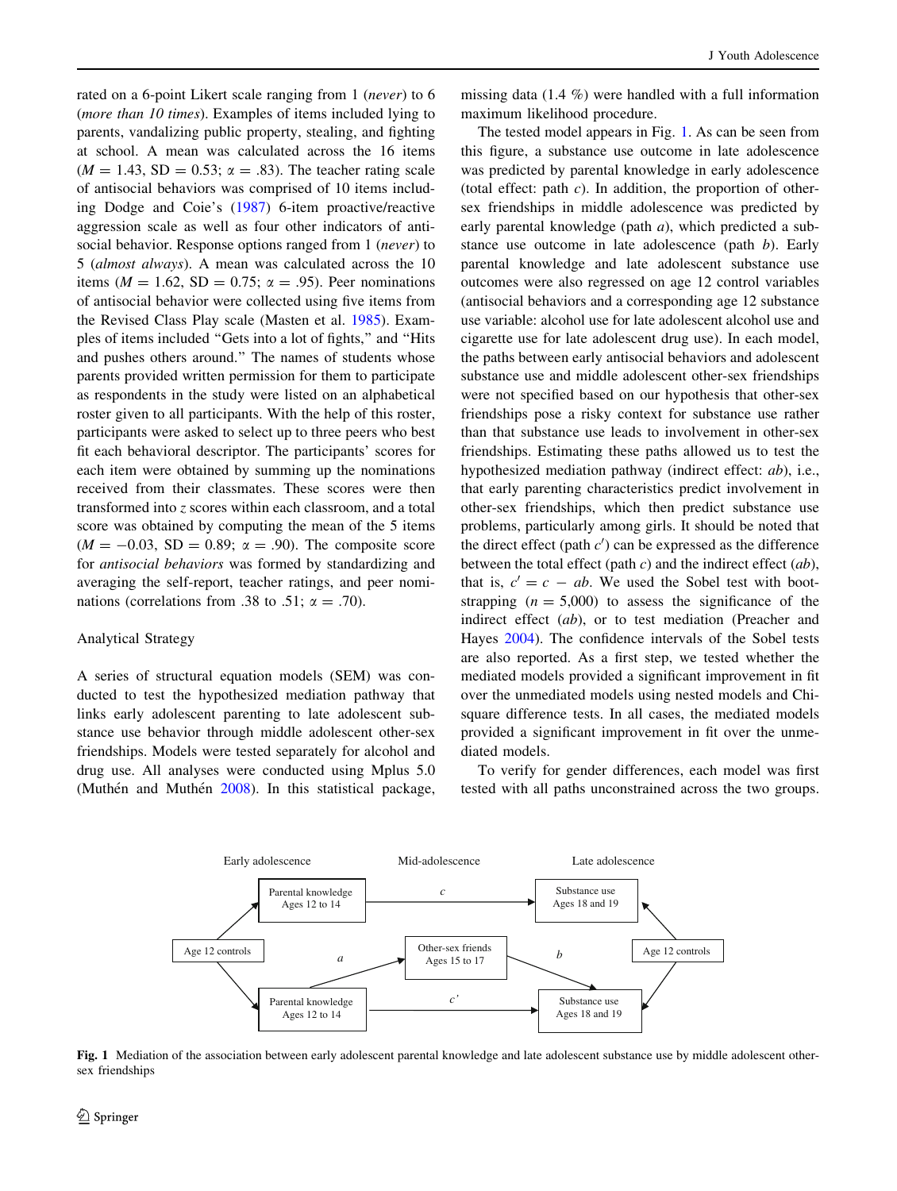rated on a 6-point Likert scale ranging from 1 (*never*) to 6 (*more than 10 times*). Examples of items included lying to parents, vandalizing public property, stealing, and fighting at school. A mean was calculated across the 16 items ($M = 1.43$, $SD = 0.53$; $\alpha = .83$). The teacher rating scale of antisocial behaviors was comprised of 10 items including Dodge and Coie's (1987) 6-item proactive/reactive aggression scale as well as four other indicators of antisocial behavior. Response options ranged from 1 (*never*) to 5 (*almost always*). A mean was calculated across the 10 items ($M = 1.62$, $SD = 0.75$; $\alpha = .95$). Peer nominations of antisocial behavior were collected using five items from the Revised Class Play scale (Masten et al. 1985). Examples of items included "Gets into a lot of fights," and "Hits and pushes others around." The names of students whose parents provided written permission for them to participate as respondents in the study were listed on an alphabetical roster given to all participants. With the help of this roster, participants were asked to select up to three peers who best fit each behavioral descriptor. The participants' scores for each item were obtained by summing up the nominations received from their classmates. These scores were then transformed into $z$ scores within each classroom, and a total score was obtained by computing the mean of the 5 items ($M = -0.03$, $SD = 0.89$; $\alpha = .90$). The composite score for *antisocial behaviors* was formed by standardizing and averaging the self-report, teacher ratings, and peer nominations (correlations from .38 to .51; $\alpha = .70$).

## Analytical Strategy

A series of structural equation models (SEM) was conducted to test the hypothesized mediation pathway that links early adolescent parenting to late adolescent substance use behavior through middle adolescent other-sex friendships. Models were tested separately for alcohol and drug use. All analyses were conducted using Mplus 5.0 (Muthén and Muthén 2008). In this statistical package, missing data (1.4 %) were handled with a full information maximum likelihood procedure.

The tested model appears in Fig. 1. As can be seen from this figure, a substance use outcome in late adolescence was predicted by parental knowledge in early adolescence (total effect: path $c$). In addition, the proportion of other-sex friendships in middle adolescence was predicted by early parental knowledge (path $a$), which predicted a substance use outcome in late adolescence (path $b$). Early parental knowledge and late adolescent substance use outcomes were also regressed on age 12 control variables (antisocial behaviors and a corresponding age 12 substance use variable: alcohol use for late adolescent alcohol use and cigarette use for late adolescent drug use). In each model, the paths between early antisocial behaviors and adolescent substance use and middle adolescent other-sex friendships were not specified based on our hypothesis that other-sex friendships pose a risky context for substance use rather than that substance use leads to involvement in other-sex friendships. Estimating these paths allowed us to test the hypothesized mediation pathway (indirect effect: $ab$), i.e., that early parenting characteristics predict involvement in other-sex friendships, which then predict substance use problems, particularly among girls. It should be noted that the direct effect (path $c'$) can be expressed as the difference between the total effect (path $c$) and the indirect effect ($ab$), that is, $c' = c - ab$. We used the Sobel test with bootstrapping ($n = 5{,}000$) to assess the significance of the indirect effect ($ab$), or to test mediation (Preacher and Hayes 2004). The confidence intervals of the Sobel tests are also reported. As a first step, we tested whether the mediated models provided a significant improvement in fit over the unmediated models using nested models and Chi-square difference tests. In all cases, the mediated models provided a significant improvement in fit over the unmediated models.

To verify for gender differences, each model was first tested with all paths unconstrained across the two groups.

**Fig. 1** Mediation of the association between early adolescent parental knowledge and late adolescent substance use by middle adolescent other-sex friendships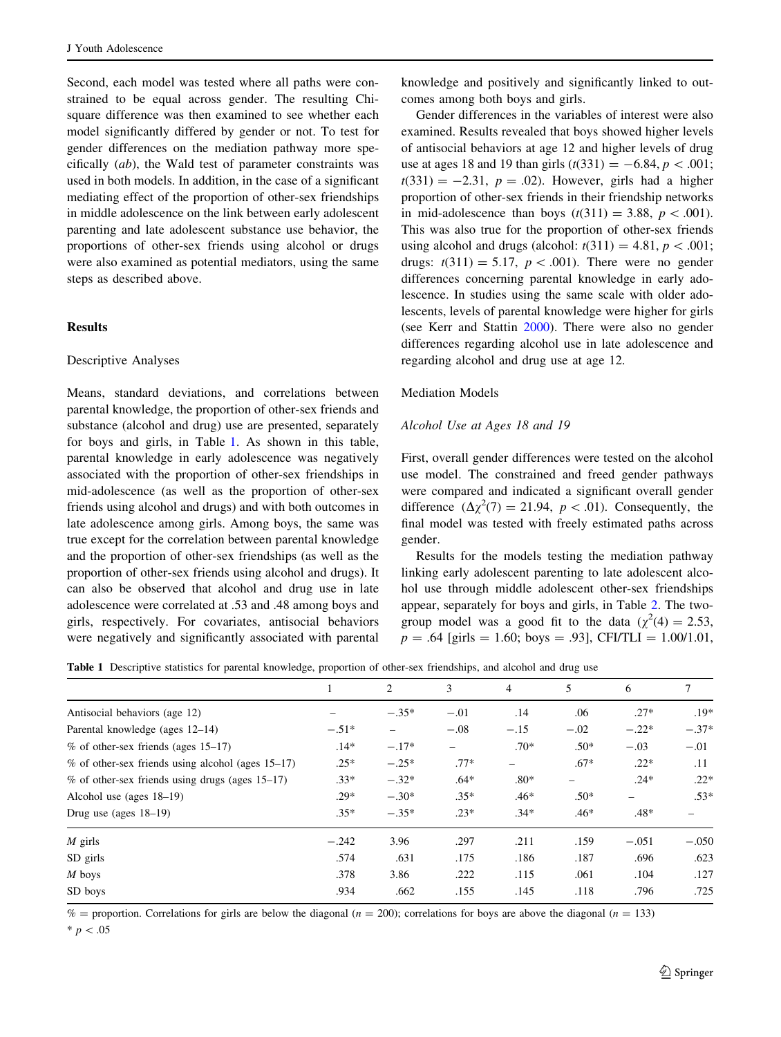Second, each model was tested where all paths were constrained to be equal across gender. The resulting Chi-square difference was then examined to see whether each model significantly differed by gender or not. To test for gender differences on the mediation pathway more specifically (*ab*), the Wald test of parameter constraints was used in both models. In addition, in the case of a significant mediating effect of the proportion of other-sex friendships in middle adolescence on the link between early adolescent parenting and late adolescent substance use behavior, the proportions of other-sex friends using alcohol or drugs were also examined as potential mediators, using the same steps as described above.

## Results

### Descriptive Analyses

Means, standard deviations, and correlations between parental knowledge, the proportion of other-sex friends and substance (alcohol and drug) use are presented, separately for boys and girls, in Table 1. As shown in this table, parental knowledge in early adolescence was negatively associated with the proportion of other-sex friendships in mid-adolescence (as well as the proportion of other-sex friends using alcohol and drugs) and with both outcomes in late adolescence among girls. Among boys, the same was true except for the correlation between parental knowledge and the proportion of other-sex friendships (as well as the proportion of other-sex friends using alcohol and drugs). It can also be observed that alcohol and drug use in late adolescence were correlated at .53 and .48 among boys and girls, respectively. For covariates, antisocial behaviors were negatively and significantly associated with parental knowledge and positively and significantly linked to outcomes among both boys and girls.

Gender differences in the variables of interest were also examined. Results revealed that boys showed higher levels of antisocial behaviors at age 12 and higher levels of drug use at ages 18 and 19 than girls ($t(331) = -6.84$, $p < .001$; $t(331) = -2.31$, $p = .02$). However, girls had a higher proportion of other-sex friends in their friendship networks in mid-adolescence than boys ($t(311) = 3.88$, $p < .001$). This was also true for the proportion of other-sex friends using alcohol and drugs (alcohol: $t(311) = 4.81$, $p < .001$; drugs: $t(311) = 5.17$, $p < .001$). There were no gender differences concerning parental knowledge in early adolescence. In studies using the same scale with older adolescents, levels of parental knowledge were higher for girls (see Kerr and Stattin 2000). There were also no gender differences regarding alcohol use in late adolescence and regarding alcohol and drug use at age 12.

### Mediation Models

#### *Alcohol Use at Ages 18 and 19*

First, overall gender differences were tested on the alcohol use model. The constrained and freed gender pathways were compared and indicated a significant overall gender difference ($\Delta\chi^2(7) = 21.94$, $p < .01$). Consequently, the final model was tested with freely estimated paths across gender.

Results for the models testing the mediation pathway linking early adolescent parenting to late adolescent alcohol use through middle adolescent other-sex friendships appear, separately for boys and girls, in Table 2. The two-group model was a good fit to the data ($\chi^2(4) = 2.53$, $p = .64$ [girls = 1.60; boys = .93], CFI/TLI = 1.00/1.01,

**Table 1** Descriptive statistics for parental knowledge, proportion of other-sex friendships, and alcohol and drug use

| | 1 | 2 | 3 | 4 | 5 | 6 | 7 |
|---|---|---|---|---|---|---|---|
| Antisocial behaviors (age 12) | – | −.35* | −.01 | .14 | .06 | .27* | .19* |
| Parental knowledge (ages 12–14) | −.51* | – | −.08 | −.15 | −.02 | −.22* | −.37* |
| % of other-sex friends (ages 15–17) | .14* | −.17* | – | .70* | .50* | −.03 | −.01 |
| % of other-sex friends using alcohol (ages 15–17) | .25* | −.25* | .77* | – | .67* | .22* | .11 |
| % of other-sex friends using drugs (ages 15–17) | .33* | −.32* | .64* | .80* | – | .24* | .22* |
| Alcohol use (ages 18–19) | .29* | −.30* | .35* | .46* | .50* | – | .53* |
| Drug use (ages 18–19) | .35* | −.35* | .23* | .34* | .46* | .48* | – |
| *M* girls | −.242 | 3.96 | .297 | .211 | .159 | −.051 | −.050 |
| SD girls | .574 | .631 | .175 | .186 | .187 | .696 | .623 |
| *M* boys | .378 | 3.86 | .222 | .115 | .061 | .104 | .127 |
| SD boys | .934 | .662 | .155 | .145 | .118 | .796 | .725 |

% = proportion. Correlations for girls are below the diagonal ($n = 200$); correlations for boys are above the diagonal ($n = 133$)

* $p < .05$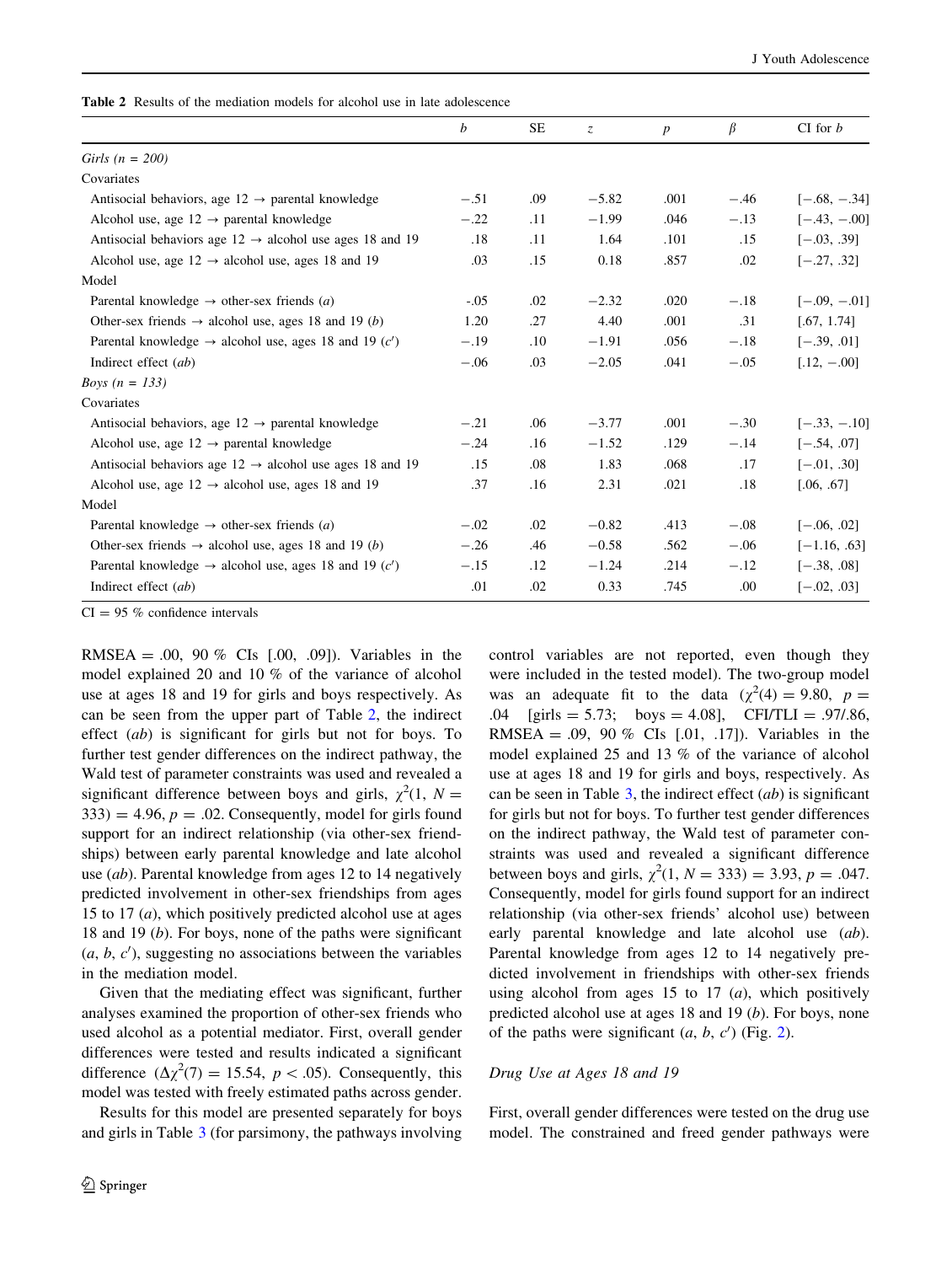**Table 2** Results of the mediation models for alcohol use in late adolescence

| | *b* | SE | *z* | *p* | *β* | CI for *b* |
|---|---|---|---|---|---|---|
| *Girls (n = 200)* | | | | | | |
| Covariates | | | | | | |
| Antisocial behaviors, age 12 → parental knowledge | −.51 | .09 | −5.82 | .001 | −.46 | [−.68, −.34] |
| Alcohol use, age 12 → parental knowledge | −.22 | .11 | −1.99 | .046 | −.13 | [−.43, −.00] |
| Antisocial behaviors age 12 → alcohol use ages 18 and 19 | .18 | .11 | 1.64 | .101 | .15 | [−.03, .39] |
| Alcohol use, age 12 → alcohol use, ages 18 and 19 | .03 | .15 | 0.18 | .857 | .02 | [−.27, .32] |
| Model | | | | | | |
| Parental knowledge → other-sex friends (*a*) | -.05 | .02 | −2.32 | .020 | −.18 | [−.09, −.01] |
| Other-sex friends → alcohol use, ages 18 and 19 (*b*) | 1.20 | .27 | 4.40 | .001 | .31 | [.67, 1.74] |
| Parental knowledge → alcohol use, ages 18 and 19 ($c'$) | −.19 | .10 | −1.91 | .056 | −.18 | [−.39, .01] |
| Indirect effect (*ab*) | −.06 | .03 | −2.05 | .041 | −.05 | [.12, −.00] |
| *Boys (n = 133)* | | | | | | |
| Covariates | | | | | | |
| Antisocial behaviors, age 12 → parental knowledge | −.21 | .06 | −3.77 | .001 | −.30 | [−.33, −.10] |
| Alcohol use, age 12 → parental knowledge | −.24 | .16 | −1.52 | .129 | −.14 | [−.54, .07] |
| Antisocial behaviors age 12 → alcohol use ages 18 and 19 | .15 | .08 | 1.83 | .068 | .17 | [−.01, .30] |
| Alcohol use, age 12 → alcohol use, ages 18 and 19 | .37 | .16 | 2.31 | .021 | .18 | [.06, .67] |
| Model | | | | | | |
| Parental knowledge → other-sex friends (*a*) | −.02 | .02 | −0.82 | .413 | −.08 | [−.06, .02] |
| Other-sex friends → alcohol use, ages 18 and 19 (*b*) | −.26 | .46 | −0.58 | .562 | −.06 | [−1.16, .63] |
| Parental knowledge → alcohol use, ages 18 and 19 ($c'$) | −.15 | .12 | −1.24 | .214 | −.12 | [−.38, .08] |
| Indirect effect (*ab*) | .01 | .02 | 0.33 | .745 | .00 | [−.02, .03] |

CI = 95 % confidence intervals

RMSEA = .00, 90 % CIs [.00, .09]). Variables in the model explained 20 and 10 % of the variance of alcohol use at ages 18 and 19 for girls and boys respectively. As can be seen from the upper part of Table 2, the indirect effect (*ab*) is significant for girls but not for boys. To further test gender differences on the indirect pathway, the Wald test of parameter constraints was used and revealed a significant difference between boys and girls, $\chi^2(1, N = 333) = 4.96, p = .02$. Consequently, model for girls found support for an indirect relationship (via other-sex friendships) between early parental knowledge and late alcohol use (*ab*). Parental knowledge from ages 12 to 14 negatively predicted involvement in other-sex friendships from ages 15 to 17 (*a*), which positively predicted alcohol use at ages 18 and 19 (*b*). For boys, none of the paths were significant (*a*, *b*, $c'$), suggesting no associations between the variables in the mediation model.

Given that the mediating effect was significant, further analyses examined the proportion of other-sex friends who used alcohol as a potential mediator. First, overall gender differences were tested and results indicated a significant difference ($\Delta\chi^2(7) = 15.54, p < .05$). Consequently, this model was tested with freely estimated paths across gender.

Results for this model are presented separately for boys and girls in Table 3 (for parsimony, the pathways involving control variables are not reported, even though they were included in the tested model). The two-group model was an adequate fit to the data ($\chi^2(4) = 9.80$, $p = .04$ [girls = 5.73; boys = 4.08], CFI/TLI = .97/.86, RMSEA = .09, 90 % CIs [.01, .17]). Variables in the model explained 25 and 13 % of the variance of alcohol use at ages 18 and 19 for girls and boys, respectively. As can be seen in Table 3, the indirect effect (*ab*) is significant for girls but not for boys. To further test gender differences on the indirect pathway, the Wald test of parameter constraints was used and revealed a significant difference between boys and girls, $\chi^2(1, N = 333) = 3.93, p = .047$. Consequently, model for girls found support for an indirect relationship (via other-sex friends' alcohol use) between early parental knowledge and late alcohol use (*ab*). Parental knowledge from ages 12 to 14 negatively predicted involvement in friendships with other-sex friends using alcohol from ages 15 to 17 (*a*), which positively predicted alcohol use at ages 18 and 19 (*b*). For boys, none of the paths were significant (*a*, *b*, $c'$) (Fig. 2).

### Drug Use at Ages 18 and 19

First, overall gender differences were tested on the drug use model. The constrained and freed gender pathways were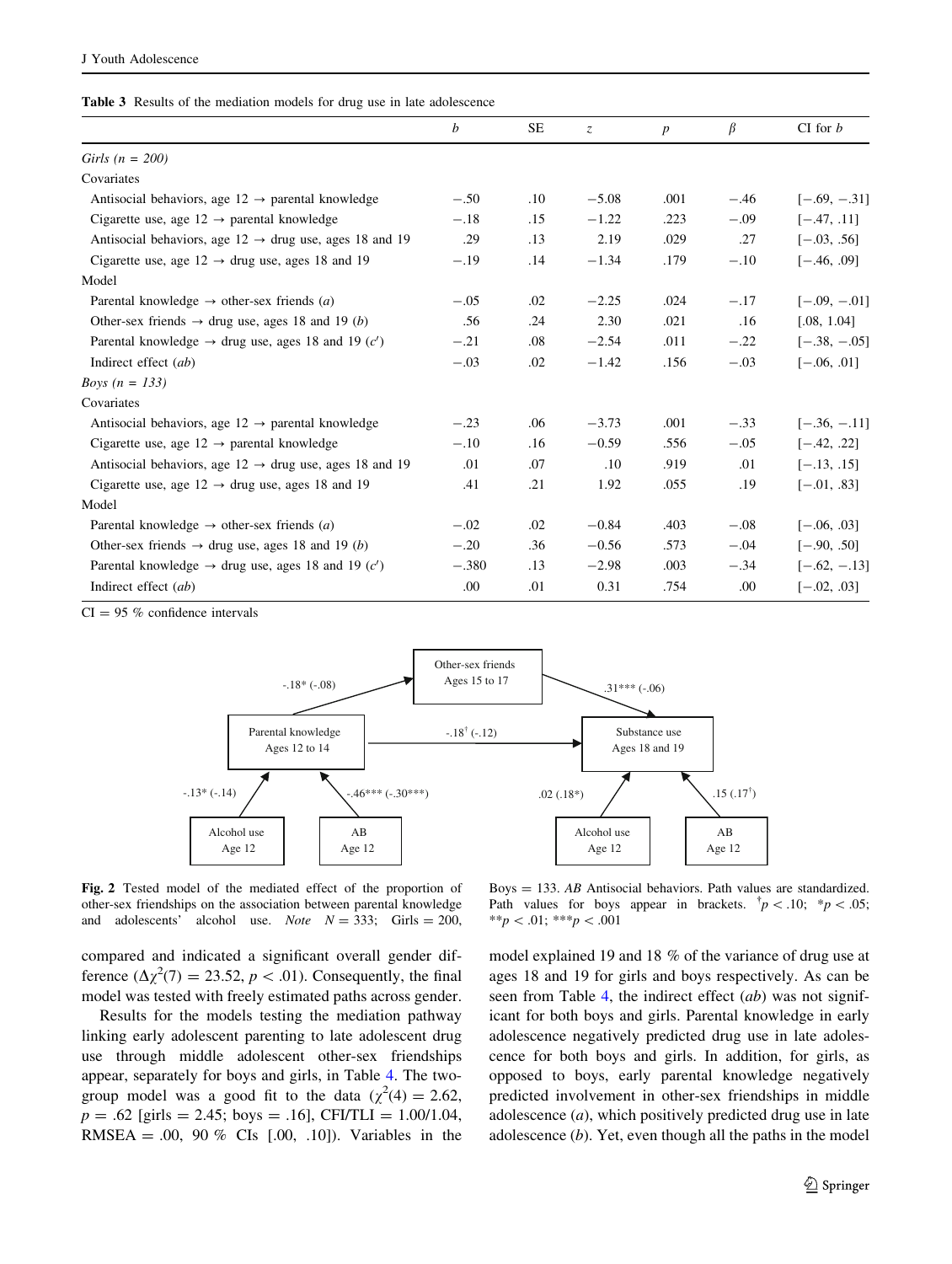**Table 3** Results of the mediation models for drug use in late adolescence

| | $b$ | SE | $z$ | $p$ | $\beta$ | CI for $b$ |
|---|---|---|---|---|---|---|
| *Girls (n = 200)* | | | | | | |
| Covariates | | | | | | |
| Antisocial behaviors, age 12 → parental knowledge | −.50 | .10 | −5.08 | .001 | −.46 | [−.69, −.31] |
| Cigarette use, age 12 → parental knowledge | −.18 | .15 | −1.22 | .223 | −.09 | [−.47, .11] |
| Antisocial behaviors, age 12 → drug use, ages 18 and 19 | .29 | .13 | 2.19 | .029 | .27 | [−.03, .56] |
| Cigarette use, age 12 → drug use, ages 18 and 19 | −.19 | .14 | −1.34 | .179 | −.10 | [−.46, .09] |
| Model | | | | | | |
| Parental knowledge → other-sex friends (*a*) | −.05 | .02 | −2.25 | .024 | −.17 | [−.09, −.01] |
| Other-sex friends → drug use, ages 18 and 19 (*b*) | .56 | .24 | 2.30 | .021 | .16 | [.08, 1.04] |
| Parental knowledge → drug use, ages 18 and 19 (*c*′) | −.21 | .08 | −2.54 | .011 | −.22 | [−.38, −.05] |
| Indirect effect (*ab*) | −.03 | .02 | −1.42 | .156 | −.03 | [−.06, .01] |
| *Boys (n = 133)* | | | | | | |
| Covariates | | | | | | |
| Antisocial behaviors, age 12 → parental knowledge | −.23 | .06 | −3.73 | .001 | −.33 | [−.36, −.11] |
| Cigarette use, age 12 → parental knowledge | −.10 | .16 | −0.59 | .556 | −.05 | [−.42, .22] |
| Antisocial behaviors, age 12 → drug use, ages 18 and 19 | .01 | .07 | .10 | .919 | .01 | [−.13, .15] |
| Cigarette use, age 12 → drug use, ages 18 and 19 | .41 | .21 | 1.92 | .055 | .19 | [−.01, .83] |
| Model | | | | | | |
| Parental knowledge → other-sex friends (*a*) | −.02 | .02 | −0.84 | .403 | −.08 | [−.06, .03] |
| Other-sex friends → drug use, ages 18 and 19 (*b*) | −.20 | .36 | −0.56 | .573 | −.04 | [−.90, .50] |
| Parental knowledge → drug use, ages 18 and 19 (*c*′) | −.380 | .13 | −2.98 | .003 | −.34 | [−.62, −.13] |
| Indirect effect (*ab*) | .00 | .01 | 0.31 | .754 | .00 | [−.02, .03] |

CI = 95 % confidence intervals

**Fig. 2** Tested model of the mediated effect of the proportion of other-sex friendships on the association between parental knowledge and adolescents' alcohol use. *Note* $N = 333$; Girls = 200, Boys = 133. *AB* Antisocial behaviors. Path values are standardized. Path values for boys appear in brackets. $^{\dagger}p < .10$; $^{*}p < .05$; $^{**}p < .01$; $^{***}p < .001$

compared and indicated a significant overall gender difference ($\Delta\chi^2(7) = 23.52$, $p < .01$). Consequently, the final model was tested with freely estimated paths across gender.

Results for the models testing the mediation pathway linking early adolescent parenting to late adolescent drug use through middle adolescent other-sex friendships appear, separately for boys and girls, in Table 4. The two-group model was a good fit to the data ($\chi^2(4) = 2.62$, $p = .62$ [girls = 2.45; boys = .16], CFI/TLI = 1.00/1.04, RMSEA = .00, 90 % CIs [.00, .10]). Variables in the model explained 19 and 18 % of the variance of drug use at ages 18 and 19 for girls and boys respectively. As can be seen from Table 4, the indirect effect (*ab*) was not significant for both boys and girls. Parental knowledge in early adolescence negatively predicted drug use in late adolescence for both boys and girls. In addition, for girls, as opposed to boys, early parental knowledge negatively predicted involvement in other-sex friendships in middle adolescence (*a*), which positively predicted drug use in late adolescence (*b*). Yet, even though all the paths in the model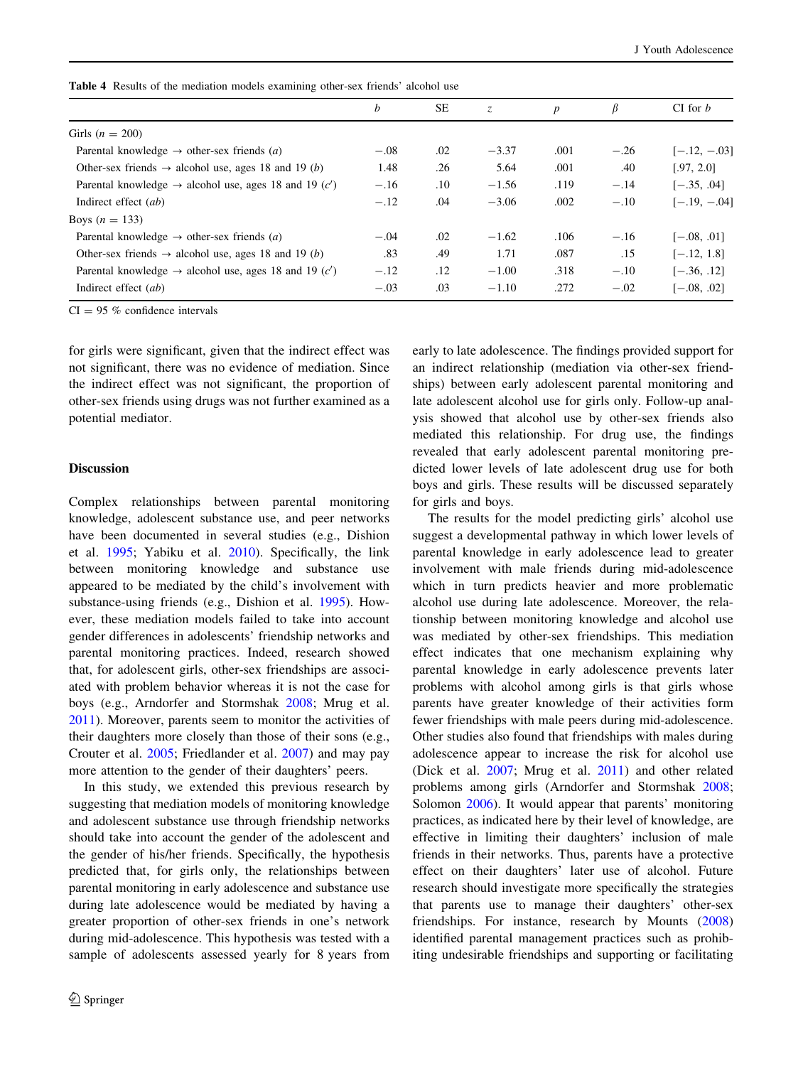**Table 4** Results of the mediation models examining other-sex friends' alcohol use

| | $b$ | SE | $z$ | $p$ | $\beta$ | CI for $b$ |
|---|---|---|---|---|---|---|
| Girls ($n = 200$) | | | | | | |
| Parental knowledge → other-sex friends ($a$) | −.08 | .02 | −3.37 | .001 | −.26 | [−.12, −.03] |
| Other-sex friends → alcohol use, ages 18 and 19 ($b$) | 1.48 | .26 | 5.64 | .001 | .40 | [.97, 2.0] |
| Parental knowledge → alcohol use, ages 18 and 19 ($c'$) | −.16 | .10 | −1.56 | .119 | −.14 | [−.35, .04] |
| Indirect effect ($ab$) | −.12 | .04 | −3.06 | .002 | −.10 | [−.19, −.04] |
| Boys ($n = 133$) | | | | | | |
| Parental knowledge → other-sex friends ($a$) | −.04 | .02 | −1.62 | .106 | −.16 | [−.08, .01] |
| Other-sex friends → alcohol use, ages 18 and 19 ($b$) | .83 | .49 | 1.71 | .087 | .15 | [−.12, 1.8] |
| Parental knowledge → alcohol use, ages 18 and 19 ($c'$) | −.12 | .12 | −1.00 | .318 | −.10 | [−.36, .12] |
| Indirect effect ($ab$) | −.03 | .03 | −1.10 | .272 | −.02 | [−.08, .02] |

CI = 95 % confidence intervals

for girls were significant, given that the indirect effect was not significant, there was no evidence of mediation. Since the indirect effect was not significant, the proportion of other-sex friends using drugs was not further examined as a potential mediator.

## Discussion

Complex relationships between parental monitoring knowledge, adolescent substance use, and peer networks have been documented in several studies (e.g., Dishion et al. 1995; Yabiku et al. 2010). Specifically, the link between monitoring knowledge and substance use appeared to be mediated by the child's involvement with substance-using friends (e.g., Dishion et al. 1995). However, these mediation models failed to take into account gender differences in adolescents' friendship networks and parental monitoring practices. Indeed, research showed that, for adolescent girls, other-sex friendships are associated with problem behavior whereas it is not the case for boys (e.g., Arndorfer and Stormshak 2008; Mrug et al. 2011). Moreover, parents seem to monitor the activities of their daughters more closely than those of their sons (e.g., Crouter et al. 2005; Friedlander et al. 2007) and may pay more attention to the gender of their daughters' peers.

In this study, we extended this previous research by suggesting that mediation models of monitoring knowledge and adolescent substance use through friendship networks should take into account the gender of the adolescent and the gender of his/her friends. Specifically, the hypothesis predicted that, for girls only, the relationships between parental monitoring in early adolescence and substance use during late adolescence would be mediated by having a greater proportion of other-sex friends in one's network during mid-adolescence. This hypothesis was tested with a sample of adolescents assessed yearly for 8 years from early to late adolescence. The findings provided support for an indirect relationship (mediation via other-sex friendships) between early adolescent parental monitoring and late adolescent alcohol use for girls only. Follow-up analysis showed that alcohol use by other-sex friends also mediated this relationship. For drug use, the findings revealed that early adolescent parental monitoring predicted lower levels of late adolescent drug use for both boys and girls. These results will be discussed separately for girls and boys.

The results for the model predicting girls' alcohol use suggest a developmental pathway in which lower levels of parental knowledge in early adolescence lead to greater involvement with male friends during mid-adolescence which in turn predicts heavier and more problematic alcohol use during late adolescence. Moreover, the relationship between monitoring knowledge and alcohol use was mediated by other-sex friendships. This mediation effect indicates that one mechanism explaining why parental knowledge in early adolescence prevents later problems with alcohol among girls is that girls whose parents have greater knowledge of their activities form fewer friendships with male peers during mid-adolescence. Other studies also found that friendships with males during adolescence appear to increase the risk for alcohol use (Dick et al. 2007; Mrug et al. 2011) and other related problems among girls (Arndorfer and Stormshak 2008; Solomon 2006). It would appear that parents' monitoring practices, as indicated here by their level of knowledge, are effective in limiting their daughters' inclusion of male friends in their networks. Thus, parents have a protective effect on their daughters' later use of alcohol. Future research should investigate more specifically the strategies that parents use to manage their daughters' other-sex friendships. For instance, research by Mounts (2008) identified parental management practices such as prohibiting undesirable friendships and supporting or facilitating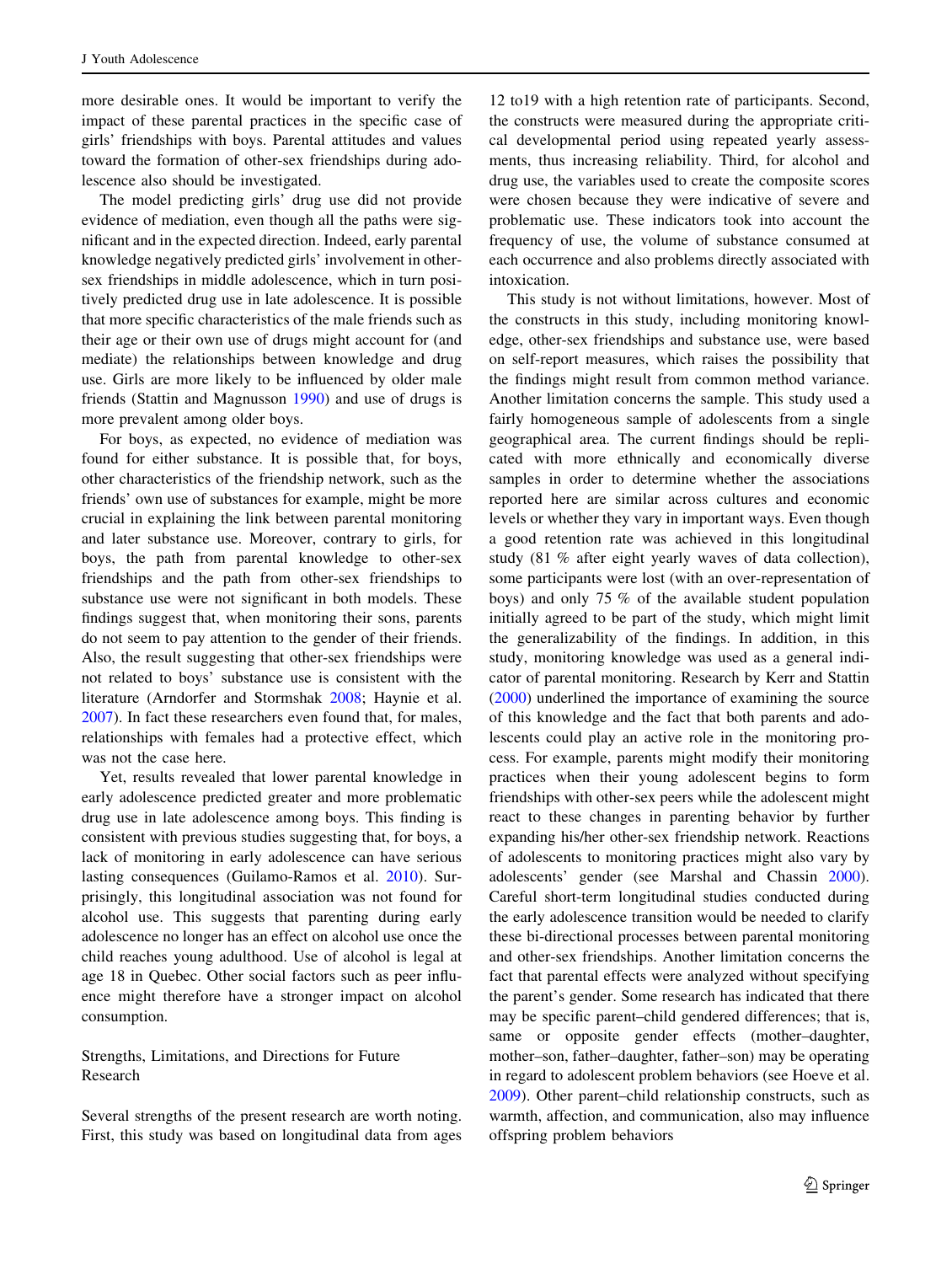more desirable ones. It would be important to verify the impact of these parental practices in the specific case of girls' friendships with boys. Parental attitudes and values toward the formation of other-sex friendships during adolescence also should be investigated.

The model predicting girls' drug use did not provide evidence of mediation, even though all the paths were significant and in the expected direction. Indeed, early parental knowledge negatively predicted girls' involvement in other-sex friendships in middle adolescence, which in turn positively predicted drug use in late adolescence. It is possible that more specific characteristics of the male friends such as their age or their own use of drugs might account for (and mediate) the relationships between knowledge and drug use. Girls are more likely to be influenced by older male friends (Stattin and Magnusson 1990) and use of drugs is more prevalent among older boys.

For boys, as expected, no evidence of mediation was found for either substance. It is possible that, for boys, other characteristics of the friendship network, such as the friends' own use of substances for example, might be more crucial in explaining the link between parental monitoring and later substance use. Moreover, contrary to girls, for boys, the path from parental knowledge to other-sex friendships and the path from other-sex friendships to substance use were not significant in both models. These findings suggest that, when monitoring their sons, parents do not seem to pay attention to the gender of their friends. Also, the result suggesting that other-sex friendships were not related to boys' substance use is consistent with the literature (Arndorfer and Stormshak 2008; Haynie et al. 2007). In fact these researchers even found that, for males, relationships with females had a protective effect, which was not the case here.

Yet, results revealed that lower parental knowledge in early adolescence predicted greater and more problematic drug use in late adolescence among boys. This finding is consistent with previous studies suggesting that, for boys, a lack of monitoring in early adolescence can have serious lasting consequences (Guilamo-Ramos et al. 2010). Surprisingly, this longitudinal association was not found for alcohol use. This suggests that parenting during early adolescence no longer has an effect on alcohol use once the child reaches young adulthood. Use of alcohol is legal at age 18 in Quebec. Other social factors such as peer influence might therefore have a stronger impact on alcohol consumption.

## Strengths, Limitations, and Directions for Future Research

Several strengths of the present research are worth noting. First, this study was based on longitudinal data from ages 12 to19 with a high retention rate of participants. Second, the constructs were measured during the appropriate critical developmental period using repeated yearly assessments, thus increasing reliability. Third, for alcohol and drug use, the variables used to create the composite scores were chosen because they were indicative of severe and problematic use. These indicators took into account the frequency of use, the volume of substance consumed at each occurrence and also problems directly associated with intoxication.

This study is not without limitations, however. Most of the constructs in this study, including monitoring knowledge, other-sex friendships and substance use, were based on self-report measures, which raises the possibility that the findings might result from common method variance. Another limitation concerns the sample. This study used a fairly homogeneous sample of adolescents from a single geographical area. The current findings should be replicated with more ethnically and economically diverse samples in order to determine whether the associations reported here are similar across cultures and economic levels or whether they vary in important ways. Even though a good retention rate was achieved in this longitudinal study (81 % after eight yearly waves of data collection), some participants were lost (with an over-representation of boys) and only 75 % of the available student population initially agreed to be part of the study, which might limit the generalizability of the findings. In addition, in this study, monitoring knowledge was used as a general indicator of parental monitoring. Research by Kerr and Stattin (2000) underlined the importance of examining the source of this knowledge and the fact that both parents and adolescents could play an active role in the monitoring process. For example, parents might modify their monitoring practices when their young adolescent begins to form friendships with other-sex peers while the adolescent might react to these changes in parenting behavior by further expanding his/her other-sex friendship network. Reactions of adolescents to monitoring practices might also vary by adolescents' gender (see Marshal and Chassin 2000). Careful short-term longitudinal studies conducted during the early adolescence transition would be needed to clarify these bi-directional processes between parental monitoring and other-sex friendships. Another limitation concerns the fact that parental effects were analyzed without specifying the parent's gender. Some research has indicated that there may be specific parent–child gendered differences; that is, same or opposite gender effects (mother–daughter, mother–son, father–daughter, father–son) may be operating in regard to adolescent problem behaviors (see Hoeve et al. 2009). Other parent–child relationship constructs, such as warmth, affection, and communication, also may influence offspring problem behaviors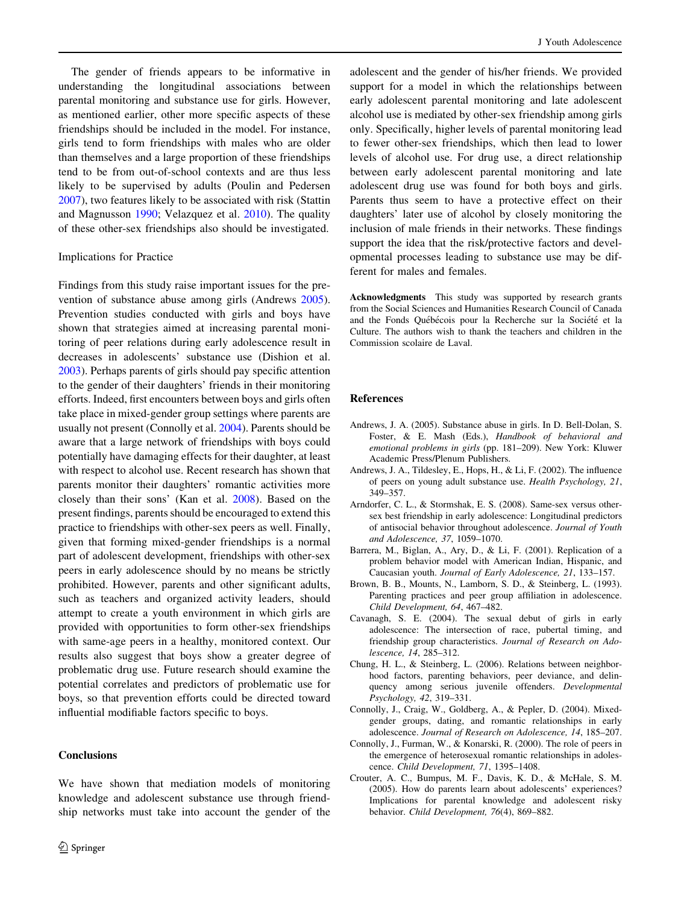The gender of friends appears to be informative in understanding the longitudinal associations between parental monitoring and substance use for girls. However, as mentioned earlier, other more specific aspects of these friendships should be included in the model. For instance, girls tend to form friendships with males who are older than themselves and a large proportion of these friendships tend to be from out-of-school contexts and are thus less likely to be supervised by adults (Poulin and Pedersen 2007), two features likely to be associated with risk (Stattin and Magnusson 1990; Velazquez et al. 2010). The quality of these other-sex friendships also should be investigated.

### Implications for Practice

Findings from this study raise important issues for the prevention of substance abuse among girls (Andrews 2005). Prevention studies conducted with girls and boys have shown that strategies aimed at increasing parental monitoring of peer relations during early adolescence result in decreases in adolescents' substance use (Dishion et al. 2003). Perhaps parents of girls should pay specific attention to the gender of their daughters' friends in their monitoring efforts. Indeed, first encounters between boys and girls often take place in mixed-gender group settings where parents are usually not present (Connolly et al. 2004). Parents should be aware that a large network of friendships with boys could potentially have damaging effects for their daughter, at least with respect to alcohol use. Recent research has shown that parents monitor their daughters' romantic activities more closely than their sons' (Kan et al. 2008). Based on the present findings, parents should be encouraged to extend this practice to friendships with other-sex peers as well. Finally, given that forming mixed-gender friendships is a normal part of adolescent development, friendships with other-sex peers in early adolescence should by no means be strictly prohibited. However, parents and other significant adults, such as teachers and organized activity leaders, should attempt to create a youth environment in which girls are provided with opportunities to form other-sex friendships with same-age peers in a healthy, monitored context. Our results also suggest that boys show a greater degree of problematic drug use. Future research should examine the potential correlates and predictors of problematic use for boys, so that prevention efforts could be directed toward influential modifiable factors specific to boys.

## Conclusions

We have shown that mediation models of monitoring knowledge and adolescent substance use through friendship networks must take into account the gender of the adolescent and the gender of his/her friends. We provided support for a model in which the relationships between early adolescent parental monitoring and late adolescent alcohol use is mediated by other-sex friendship among girls only. Specifically, higher levels of parental monitoring lead to fewer other-sex friendships, which then lead to lower levels of alcohol use. For drug use, a direct relationship between early adolescent parental monitoring and late adolescent drug use was found for both boys and girls. Parents thus seem to have a protective effect on their daughters' later use of alcohol by closely monitoring the inclusion of male friends in their networks. These findings support the idea that the risk/protective factors and developmental processes leading to substance use may be different for males and females.

**Acknowledgments** This study was supported by research grants from the Social Sciences and Humanities Research Council of Canada and the Fonds Québécois pour la Recherche sur la Société et la Culture. The authors wish to thank the teachers and children in the Commission scolaire de Laval.

## References

Andrews, J. A. (2005). Substance abuse in girls. In D. Bell-Dolan, S. Foster, & E. Mash (Eds.), *Handbook of behavioral and emotional problems in girls* (pp. 181–209). New York: Kluwer Academic Press/Plenum Publishers.

Andrews, J. A., Tildesley, E., Hops, H., & Li, F. (2002). The influence of peers on young adult substance use. *Health Psychology, 21*, 349–357.

Arndorfer, C. L., & Stormshak, E. S. (2008). Same-sex versus other-sex best friendship in early adolescence: Longitudinal predictors of antisocial behavior throughout adolescence. *Journal of Youth and Adolescence, 37*, 1059–1070.

Barrera, M., Biglan, A., Ary, D., & Li, F. (2001). Replication of a problem behavior model with American Indian, Hispanic, and Caucasian youth. *Journal of Early Adolescence, 21*, 133–157.

Brown, B. B., Mounts, N., Lamborn, S. D., & Steinberg, L. (1993). Parenting practices and peer group affiliation in adolescence. *Child Development, 64*, 467–482.

Cavanagh, S. E. (2004). The sexual debut of girls in early adolescence: The intersection of race, pubertal timing, and friendship group characteristics. *Journal of Research on Adolescence, 14*, 285–312.

Chung, H. L., & Steinberg, L. (2006). Relations between neighborhood factors, parenting behaviors, peer deviance, and delinquency among serious juvenile offenders. *Developmental Psychology, 42*, 319–331.

Connolly, J., Craig, W., Goldberg, A., & Pepler, D. (2004). Mixed-gender groups, dating, and romantic relationships in early adolescence. *Journal of Research on Adolescence, 14*, 185–207.

Connolly, J., Furman, W., & Konarski, R. (2000). The role of peers in the emergence of heterosexual romantic relationships in adolescence. *Child Development, 71*, 1395–1408.

Crouter, A. C., Bumpus, M. F., Davis, K. D., & McHale, S. M. (2005). How do parents learn about adolescents' experiences? Implications for parental knowledge and adolescent risky behavior. *Child Development, 76*(4), 869–882.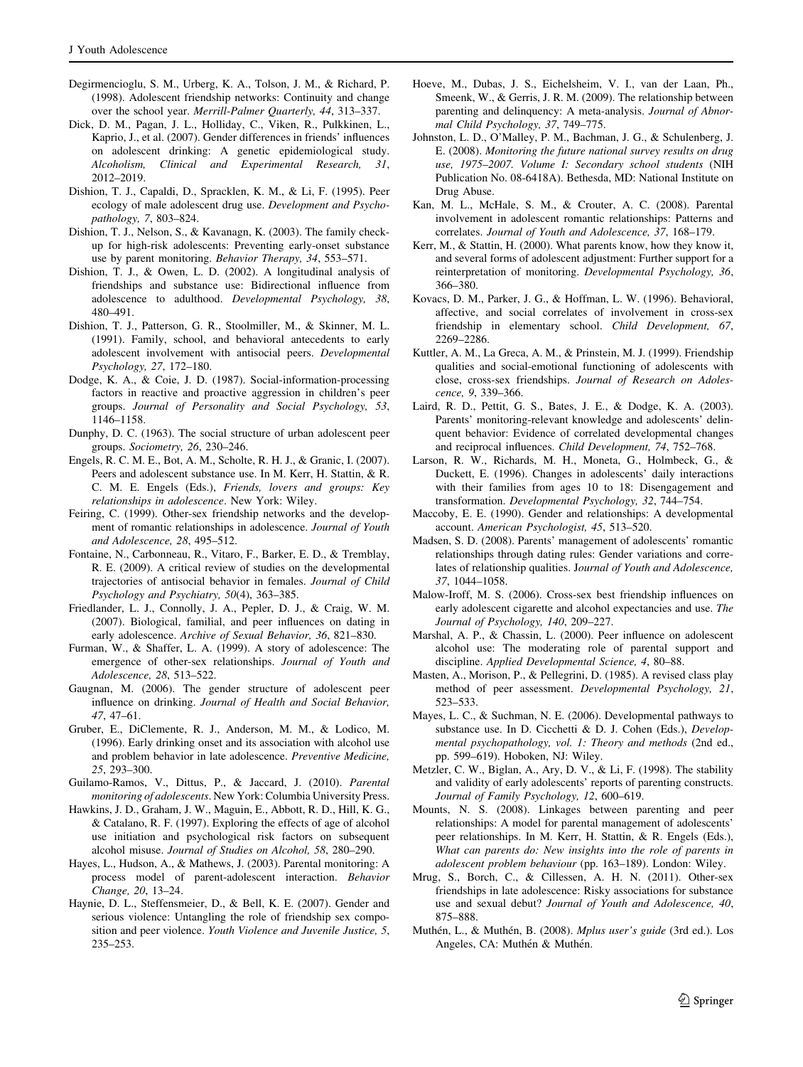Degirmencioglu, S. M., Urberg, K. A., Tolson, J. M., & Richard, P. (1998). Adolescent friendship networks: Continuity and change over the school year. *Merrill-Palmer Quarterly, 44*, 313–337.

Dick, D. M., Pagan, J. L., Holliday, C., Viken, R., Pulkkinen, L., Kaprio, J., et al. (2007). Gender differences in friends' influences on adolescent drinking: A genetic epidemiological study. *Alcoholism, Clinical and Experimental Research, 31*, 2012–2019.

Dishion, T. J., Capaldi, D., Spracklen, K. M., & Li, F. (1995). Peer ecology of male adolescent drug use. *Development and Psychopathology, 7*, 803–824.

Dishion, T. J., Nelson, S., & Kavanagn, K. (2003). The family check-up for high-risk adolescents: Preventing early-onset substance use by parent monitoring. *Behavior Therapy, 34*, 553–571.

Dishion, T. J., & Owen, L. D. (2002). A longitudinal analysis of friendships and substance use: Bidirectional influence from adolescence to adulthood. *Developmental Psychology, 38*, 480–491.

Dishion, T. J., Patterson, G. R., Stoolmiller, M., & Skinner, M. L. (1991). Family, school, and behavioral antecedents to early adolescent involvement with antisocial peers. *Developmental Psychology, 27*, 172–180.

Dodge, K. A., & Coie, J. D. (1987). Social-information-processing factors in reactive and proactive aggression in children's peer groups. *Journal of Personality and Social Psychology, 53*, 1146–1158.

Dunphy, D. C. (1963). The social structure of urban adolescent peer groups. *Sociometry, 26*, 230–246.

Engels, R. C. M. E., Bot, A. M., Scholte, R. H. J., & Granic, I. (2007). Peers and adolescent substance use. In M. Kerr, H. Stattin, & R. C. M. E. Engels (Eds.), *Friends, lovers and groups: Key relationships in adolescence*. New York: Wiley.

Feiring, C. (1999). Other-sex friendship networks and the development of romantic relationships in adolescence. *Journal of Youth and Adolescence, 28*, 495–512.

Fontaine, N., Carbonneau, R., Vitaro, F., Barker, E. D., & Tremblay, R. E. (2009). A critical review of studies on the developmental trajectories of antisocial behavior in females. *Journal of Child Psychology and Psychiatry, 50*(4), 363–385.

Friedlander, L. J., Connolly, J. A., Pepler, D. J., & Craig, W. M. (2007). Biological, familial, and peer influences on dating in early adolescence. *Archive of Sexual Behavior, 36*, 821–830.

Furman, W., & Shaffer, L. A. (1999). A story of adolescence: The emergence of other-sex relationships. *Journal of Youth and Adolescence, 28*, 513–522.

Gaugnan, M. (2006). The gender structure of adolescent peer influence on drinking. *Journal of Health and Social Behavior, 47*, 47–61.

Gruber, E., DiClemente, R. J., Anderson, M. M., & Lodico, M. (1996). Early drinking onset and its association with alcohol use and problem behavior in late adolescence. *Preventive Medicine, 25*, 293–300.

Guilamo-Ramos, V., Dittus, P., & Jaccard, J. (2010). *Parental monitoring of adolescents*. New York: Columbia University Press.

Hawkins, J. D., Graham, J. W., Maguin, E., Abbott, R. D., Hill, K. G., & Catalano, R. F. (1997). Exploring the effects of age of alcohol use initiation and psychological risk factors on subsequent alcohol misuse. *Journal of Studies on Alcohol, 58*, 280–290.

Hayes, L., Hudson, A., & Mathews, J. (2003). Parental monitoring: A process model of parent-adolescent interaction. *Behavior Change, 20*, 13–24.

Haynie, D. L., Steffensmeier, D., & Bell, K. E. (2007). Gender and serious violence: Untangling the role of friendship sex composition and peer violence. *Youth Violence and Juvenile Justice, 5*, 235–253.

Hoeve, M., Dubas, J. S., Eichelsheim, V. I., van der Laan, Ph., Smeenk, W., & Gerris, J. R. M. (2009). The relationship between parenting and delinquency: A meta-analysis. *Journal of Abnormal Child Psychology, 37*, 749–775.

Johnston, L. D., O'Malley, P. M., Bachman, J. G., & Schulenberg, J. E. (2008). *Monitoring the future national survey results on drug use, 1975–2007. Volume I: Secondary school students* (NIH Publication No. 08-6418A). Bethesda, MD: National Institute on Drug Abuse.

Kan, M. L., McHale, S. M., & Crouter, A. C. (2008). Parental involvement in adolescent romantic relationships: Patterns and correlates. *Journal of Youth and Adolescence, 37*, 168–179.

Kerr, M., & Stattin, H. (2000). What parents know, how they know it, and several forms of adolescent adjustment: Further support for a reinterpretation of monitoring. *Developmental Psychology, 36*, 366–380.

Kovacs, D. M., Parker, J. G., & Hoffman, L. W. (1996). Behavioral, affective, and social correlates of involvement in cross-sex friendship in elementary school. *Child Development, 67*, 2269–2286.

Kuttler, A. M., La Greca, A. M., & Prinstein, M. J. (1999). Friendship qualities and social-emotional functioning of adolescents with close, cross-sex friendships. *Journal of Research on Adolescence, 9*, 339–366.

Laird, R. D., Pettit, G. S., Bates, J. E., & Dodge, K. A. (2003). Parents' monitoring-relevant knowledge and adolescents' delinquent behavior: Evidence of correlated developmental changes and reciprocal influences. *Child Development, 74*, 752–768.

Larson, R. W., Richards, M. H., Moneta, G., Holmbeck, G., & Duckett, E. (1996). Changes in adolescents' daily interactions with their families from ages 10 to 18: Disengagement and transformation. *Developmental Psychology, 32*, 744–754.

Maccoby, E. E. (1990). Gender and relationships: A developmental account. *American Psychologist, 45*, 513–520.

Madsen, S. D. (2008). Parents' management of adolescents' romantic relationships through dating rules: Gender variations and correlates of relationship qualities. *Journal of Youth and Adolescence, 37*, 1044–1058.

Malow-Iroff, M. S. (2006). Cross-sex best friendship influences on early adolescent cigarette and alcohol expectancies and use. *The Journal of Psychology, 140*, 209–227.

Marshal, A. P., & Chassin, L. (2000). Peer influence on adolescent alcohol use: The moderating role of parental support and discipline. *Applied Developmental Science, 4*, 80–88.

Masten, A., Morison, P., & Pellegrini, D. (1985). A revised class play method of peer assessment. *Developmental Psychology, 21*, 523–533.

Mayes, L. C., & Suchman, N. E. (2006). Developmental pathways to substance use. In D. Cicchetti & D. J. Cohen (Eds.), *Developmental psychopathology, vol. 1: Theory and methods* (2nd ed., pp. 599–619). Hoboken, NJ: Wiley.

Metzler, C. W., Biglan, A., Ary, D. V., & Li, F. (1998). The stability and validity of early adolescents' reports of parenting constructs. *Journal of Family Psychology, 12*, 600–619.

Mounts, N. S. (2008). Linkages between parenting and peer relationships: A model for parental management of adolescents' peer relationships. In M. Kerr, H. Stattin, & R. Engels (Eds.), *What can parents do: New insights into the role of parents in adolescent problem behaviour* (pp. 163–189). London: Wiley.

Mrug, S., Borch, C., & Cillessen, A. H. N. (2011). Other-sex friendships in late adolescence: Risky associations for substance use and sexual debut? *Journal of Youth and Adolescence, 40*, 875–888.

Muthén, L., & Muthén, B. (2008). *Mplus user's guide* (3rd ed.). Los Angeles, CA: Muthén & Muthén.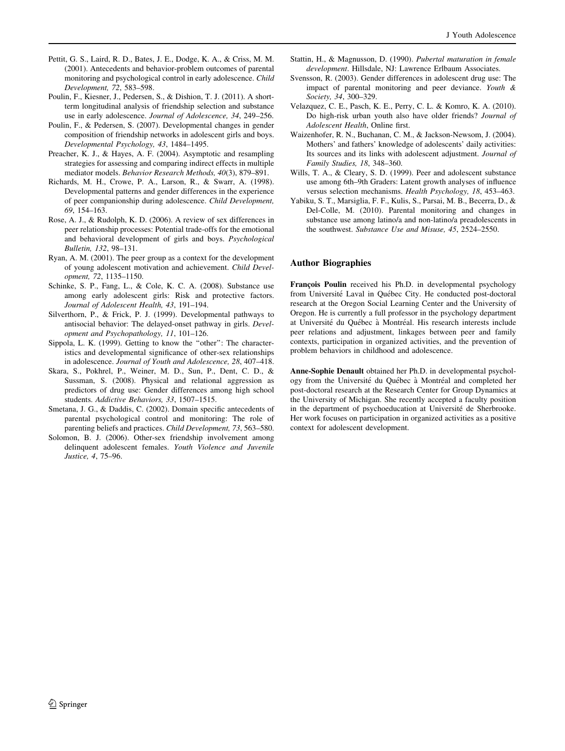Pettit, G. S., Laird, R. D., Bates, J. E., Dodge, K. A., & Criss, M. M. (2001). Antecedents and behavior-problem outcomes of parental monitoring and psychological control in early adolescence. *Child Development, 72*, 583–598.

Poulin, F., Kiesner, J., Pedersen, S., & Dishion, T. J. (2011). A short-term longitudinal analysis of friendship selection and substance use in early adolescence. *Journal of Adolescence, 34*, 249–256.

Poulin, F., & Pedersen, S. (2007). Developmental changes in gender composition of friendship networks in adolescent girls and boys. *Developmental Psychology, 43*, 1484–1495.

Preacher, K. J., & Hayes, A. F. (2004). Asymptotic and resampling strategies for assessing and comparing indirect effects in multiple mediator models. *Behavior Research Methods, 40*(3), 879–891.

Richards, M. H., Crowe, P. A., Larson, R., & Swarr, A. (1998). Developmental patterns and gender differences in the experience of peer companionship during adolescence. *Child Development, 69*, 154–163.

Rose, A. J., & Rudolph, K. D. (2006). A review of sex differences in peer relationship processes: Potential trade-offs for the emotional and behavioral development of girls and boys. *Psychological Bulletin, 132*, 98–131.

Ryan, A. M. (2001). The peer group as a context for the development of young adolescent motivation and achievement. *Child Development, 72*, 1135–1150.

Schinke, S. P., Fang, L., & Cole, K. C. A. (2008). Substance use among early adolescent girls: Risk and protective factors. *Journal of Adolescent Health, 43*, 191–194.

Silverthorn, P., & Frick, P. J. (1999). Developmental pathways to antisocial behavior: The delayed-onset pathway in girls. *Development and Psychopathology, 11*, 101–126.

Sippola, L. K. (1999). Getting to know the "other": The characteristics and developmental significance of other-sex relationships in adolescence. *Journal of Youth and Adolescence, 28*, 407–418.

Skara, S., Pokhrel, P., Weiner, M. D., Sun, P., Dent, C. D., & Sussman, S. (2008). Physical and relational aggression as predictors of drug use: Gender differences among high school students. *Addictive Behaviors, 33*, 1507–1515.

Smetana, J. G., & Daddis, C. (2002). Domain specific antecedents of parental psychological control and monitoring: The role of parenting beliefs and practices. *Child Development, 73*, 563–580.

Solomon, B. J. (2006). Other-sex friendship involvement among delinquent adolescent females. *Youth Violence and Juvenile Justice, 4*, 75–96.

Stattin, H., & Magnusson, D. (1990). *Pubertal maturation in female development*. Hillsdale, NJ: Lawrence Erlbaum Associates.

Svensson, R. (2003). Gender differences in adolescent drug use: The impact of parental monitoring and peer deviance. *Youth & Society, 34*, 300–329.

Velazquez, C. E., Pasch, K. E., Perry, C. L. & Komro, K. A. (2010). Do high-risk urban youth also have older friends? *Journal of Adolescent Health*, Online first.

Waizenhofer, R. N., Buchanan, C. M., & Jackson-Newsom, J. (2004). Mothers' and fathers' knowledge of adolescents' daily activities: Its sources and its links with adolescent adjustment. *Journal of Family Studies, 18*, 348–360.

Wills, T. A., & Cleary, S. D. (1999). Peer and adolescent substance use among 6th–9th Graders: Latent growth analyses of influence versus selection mechanisms. *Health Psychology, 18*, 453–463.

Yabiku, S. T., Marsiglia, F. F., Kulis, S., Parsai, M. B., Becerra, D., & Del-Colle, M. (2010). Parental monitoring and changes in substance use among latino/a and non-latino/a preadolescents in the southwest. *Substance Use and Misuse, 45*, 2524–2550.

## Author Biographies

**François Poulin** received his Ph.D. in developmental psychology from Université Laval in Québec City. He conducted post-doctoral research at the Oregon Social Learning Center and the University of Oregon. He is currently a full professor in the psychology department at Université du Québec à Montréal. His research interests include peer relations and adjustment, linkages between peer and family contexts, participation in organized activities, and the prevention of problem behaviors in childhood and adolescence.

**Anne-Sophie Denault** obtained her Ph.D. in developmental psychology from the Université du Québec à Montréal and completed her post-doctoral research at the Research Center for Group Dynamics at the University of Michigan. She recently accepted a faculty position in the department of psychoeducation at Université de Sherbrooke. Her work focuses on participation in organized activities as a positive context for adolescent development.